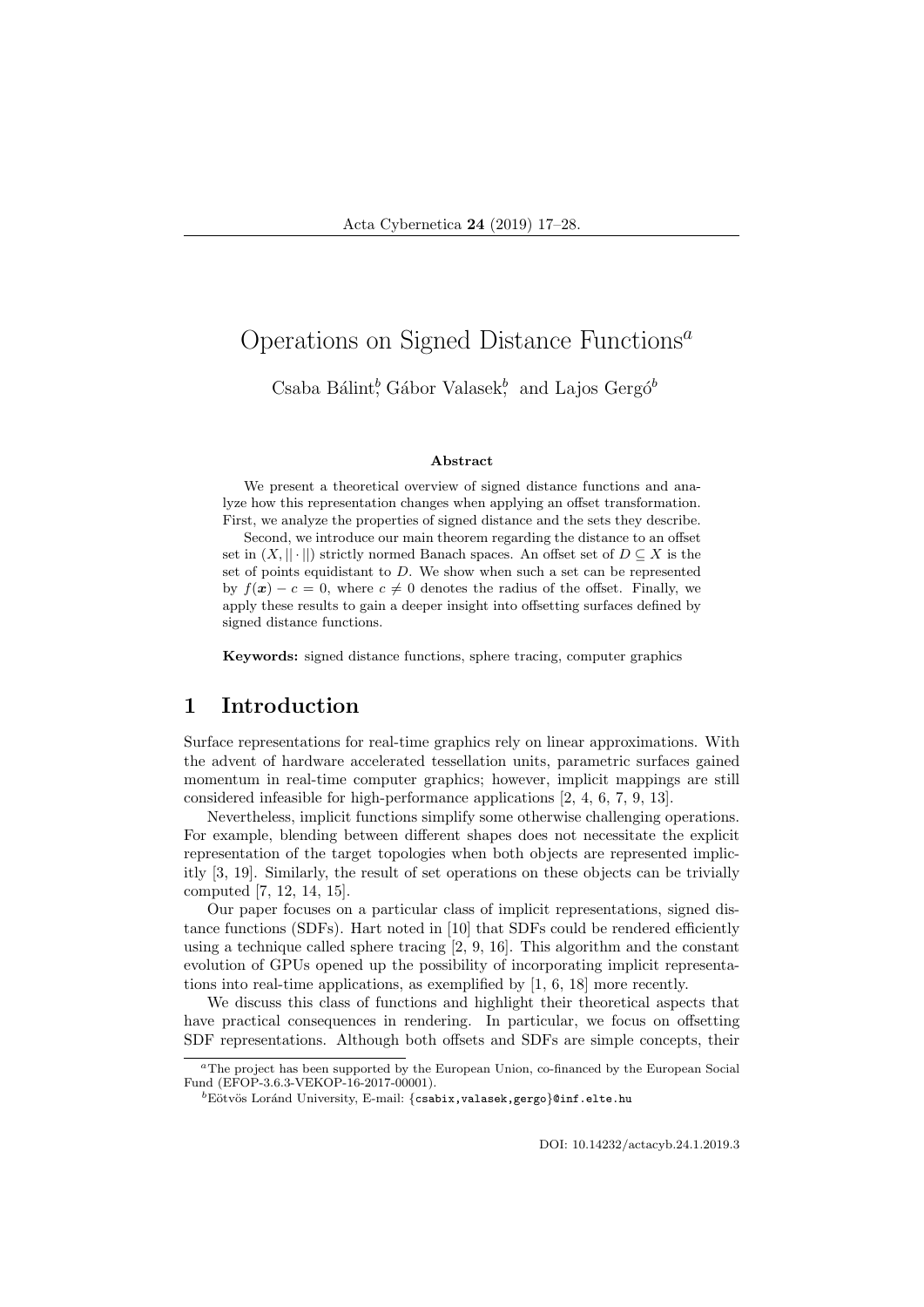# Operations on Signed Distance Functions[a]

Csaba Bálint[b], Gábor Valasek[b], and Lajos Gergó[b]

**Abstract**

We present a theoretical overview of signed distance functions and analyze how this representation changes when applying an offset transformation. First, we analyze the properties of signed distance and the sets they describe.

Second, we introduce our main theorem regarding the distance to an offset set in $(X, ||\cdot||)$ strictly normed Banach spaces. An offset set of $D \subseteq X$ is the set of points equidistant to $D$. We show when such a set can be represented by $f(\boldsymbol{x}) - c = 0$, where $c \neq 0$ denotes the radius of the offset. Finally, we apply these results to gain a deeper insight into offsetting surfaces defined by signed distance functions.

**Keywords:** signed distance functions, sphere tracing, computer graphics

## 1 Introduction

Surface representations for real-time graphics rely on linear approximations. With the advent of hardware accelerated tessellation units, parametric surfaces gained momentum in real-time computer graphics; however, implicit mappings are still considered infeasible for high-performance applications [2, 4, 6, 7, 9, 13].

Nevertheless, implicit functions simplify some otherwise challenging operations. For example, blending between different shapes does not necessitate the explicit representation of the target topologies when both objects are represented implicitly [3, 19]. Similarly, the result of set operations on these objects can be trivially computed [7, 12, 14, 15].

Our paper focuses on a particular class of implicit representations, signed distance functions (SDFs). Hart noted in [10] that SDFs could be rendered efficiently using a technique called sphere tracing [2, 9, 16]. This algorithm and the constant evolution of GPUs opened up the possibility of incorporating implicit representations into real-time applications, as exemplified by [1, 6, 18] more recently.

We discuss this class of functions and highlight their theoretical aspects that have practical consequences in rendering. In particular, we focus on offsetting SDF representations. Although both offsets and SDFs are simple concepts, their

---

[a]The project has been supported by the European Union, co-financed by the European Social Fund (EFOP-3.6.3-VEKOP-16-2017-00001).

[b]Eötvös Loránd University, E-mail: {csabix,valasek,gergo}@inf.elte.hu

DOI: 10.14232/actacyb.24.1.2019.3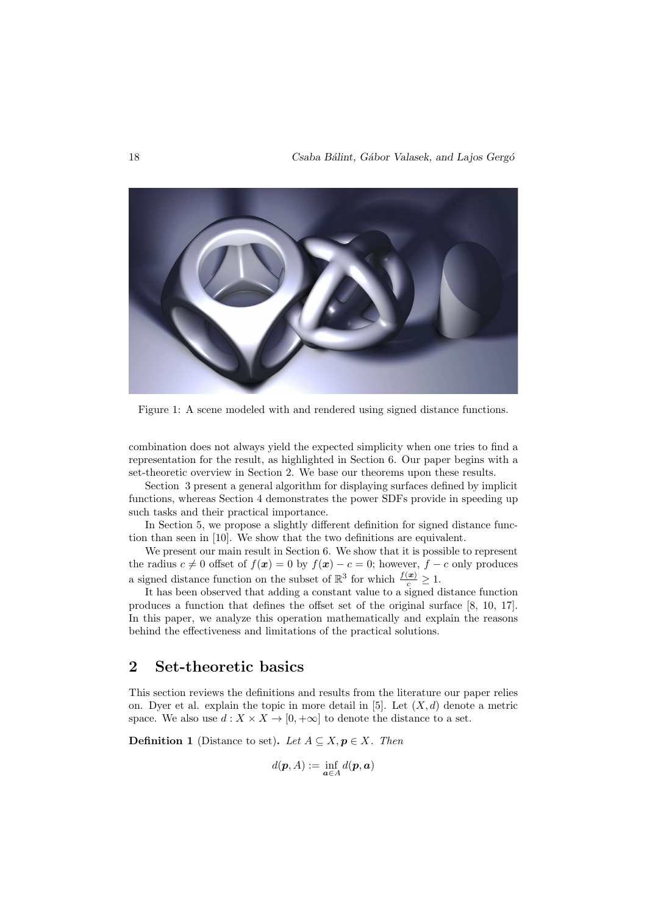Figure 1: A scene modeled with and rendered using signed distance functions.

combination does not always yield the expected simplicity when one tries to find a representation for the result, as highlighted in Section 6. Our paper begins with a set-theoretic overview in Section 2. We base our theorems upon these results.

Section 3 present a general algorithm for displaying surfaces defined by implicit functions, whereas Section 4 demonstrates the power SDFs provide in speeding up such tasks and their practical importance.

In Section 5, we propose a slightly different definition for signed distance function than seen in [10]. We show that the two definitions are equivalent.

We present our main result in Section 6. We show that it is possible to represent the radius $c \neq 0$ offset of $f(\boldsymbol{x}) = 0$ by $f(\boldsymbol{x}) - c = 0$; however, $f - c$ only produces a signed distance function on the subset of $\mathbb{R}^3$ for which $\frac{f(\boldsymbol{x})}{c} \geq 1$.

It has been observed that adding a constant value to a signed distance function produces a function that defines the offset set of the original surface [8, 10, 17]. In this paper, we analyze this operation mathematically and explain the reasons behind the effectiveness and limitations of the practical solutions.

## 2 Set-theoretic basics

This section reviews the definitions and results from the literature our paper relies on. Dyer et al. explain the topic in more detail in [5]. Let $(X, d)$ denote a metric space. We also use $d : X \times X \to [0, +\infty]$ to denote the distance to a set.

**Definition 1** (Distance to set)**.** *Let* $A \subseteq X, \boldsymbol{p} \in X$*. Then*

$$d(\boldsymbol{p}, A) := \inf_{\boldsymbol{a} \in A} d(\boldsymbol{p}, \boldsymbol{a})$$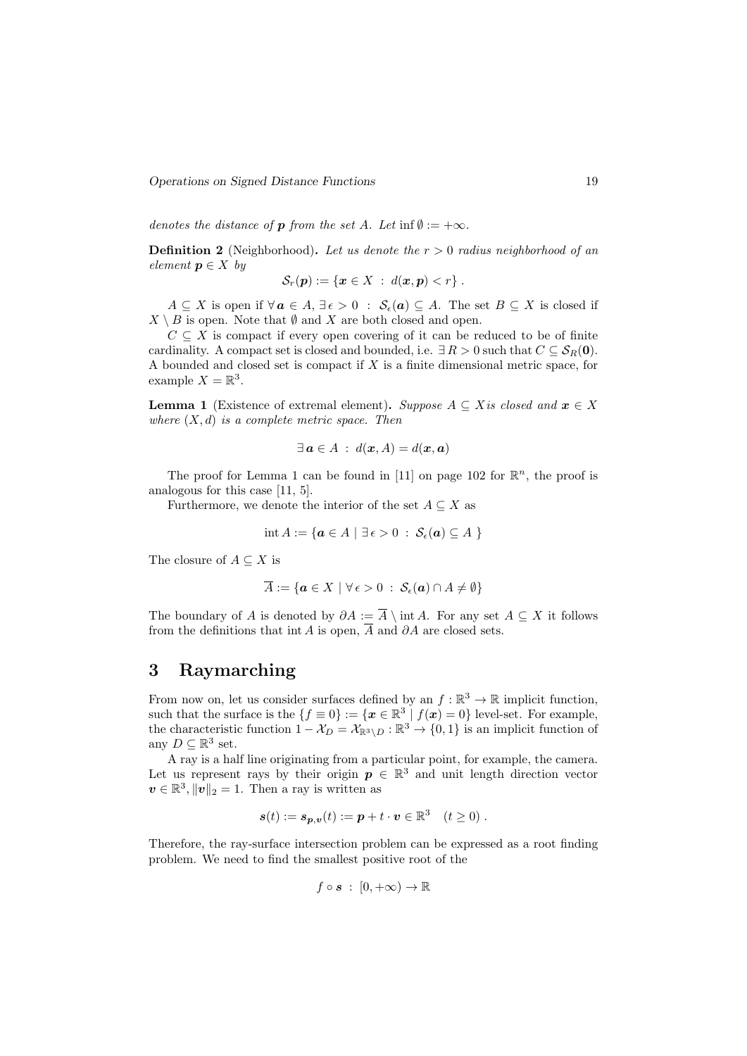*denotes the distance of $\boldsymbol{p}$ from the set $A$. Let $\inf \emptyset := +\infty$.*

**Definition 2** (Neighborhood)**.** *Let us denote the $r > 0$ radius neighborhood of an element $\boldsymbol{p} \in X$ by*

$$\mathcal{S}_r(\boldsymbol{p}) := \{\boldsymbol{x} \in X \ : \ d(\boldsymbol{x}, \boldsymbol{p}) < r\} \ .$$

$A \subseteq X$ is open if $\forall\, \boldsymbol{a} \in A, \exists\, \epsilon > 0 \ : \ \mathcal{S}_\epsilon(\boldsymbol{a}) \subseteq A$. The set $B \subseteq X$ is closed if $X \setminus B$ is open. Note that $\emptyset$ and $X$ are both closed and open.

$C \subseteq X$ is compact if every open covering of it can be reduced to be of finite cardinality. A compact set is closed and bounded, i.e. $\exists\, R > 0$ such that $C \subseteq \mathcal{S}_R(\boldsymbol{0})$. A bounded and closed set is compact if $X$ is a finite dimensional metric space, for example $X = \mathbb{R}^3$.

**Lemma 1** (Existence of extremal element)**.** *Suppose $A \subseteq X$is closed and $\boldsymbol{x} \in X$ where $(X, d)$ is a complete metric space. Then*

$$\exists\, \boldsymbol{a} \in A \ : \ d(\boldsymbol{x}, A) = d(\boldsymbol{x}, \boldsymbol{a})$$

The proof for Lemma 1 can be found in [11] on page 102 for $\mathbb{R}^n$, the proof is analogous for this case [11, 5].

Furthermore, we denote the interior of the set $A \subseteq X$ as

$$\operatorname{int} A := \{\boldsymbol{a} \in A \mid \exists\, \epsilon > 0 \ : \ \mathcal{S}_\epsilon(\boldsymbol{a}) \subseteq A \ \}$$

The closure of $A \subseteq X$ is

$$\overline{A} := \{\boldsymbol{a} \in X \mid \forall\, \epsilon > 0 \ : \ \mathcal{S}_\epsilon(\boldsymbol{a}) \cap A \neq \emptyset\}$$

The boundary of $A$ is denoted by $\partial A := \overline{A} \setminus \operatorname{int} A$. For any set $A \subseteq X$ it follows from the definitions that $\operatorname{int} A$ is open, $\overline{A}$ and $\partial A$ are closed sets.

# 3 Raymarching

From now on, let us consider surfaces defined by an $f : \mathbb{R}^3 \to \mathbb{R}$ implicit function, such that the surface is the $\{f \equiv 0\} := \{\boldsymbol{x} \in \mathbb{R}^3 \mid f(\boldsymbol{x}) = 0\}$ level-set. For example, the characteristic function $1 - \mathcal{X}_D = \mathcal{X}_{\mathbb{R}^3 \setminus D} : \mathbb{R}^3 \to \{0, 1\}$ is an implicit function of any $D \subseteq \mathbb{R}^3$ set.

A ray is a half line originating from a particular point, for example, the camera. Let us represent rays by their origin $\boldsymbol{p} \in \mathbb{R}^3$ and unit length direction vector $\boldsymbol{v} \in \mathbb{R}^3, \|\boldsymbol{v}\|_2 = 1$. Then a ray is written as

$$\boldsymbol{s}(t) := \boldsymbol{s}_{\boldsymbol{p},\boldsymbol{v}}(t) := \boldsymbol{p} + t \cdot \boldsymbol{v} \in \mathbb{R}^3 \quad (t \geq 0) \ .$$

Therefore, the ray-surface intersection problem can be expressed as a root finding problem. We need to find the smallest positive root of the

$$f \circ \boldsymbol{s} \ : \ [0, +\infty) \to \mathbb{R}$$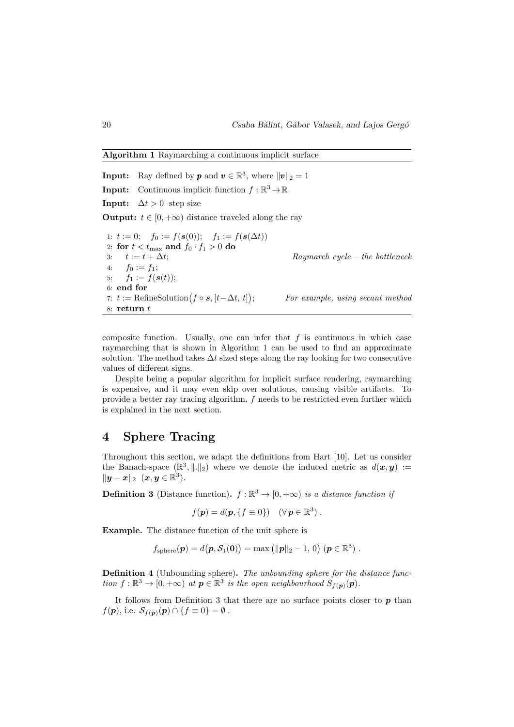**Algorithm 1** Raymarching a continuous implicit surface

**Input:** Ray defined by $\boldsymbol{p}$ and $\boldsymbol{v} \in \mathbb{R}^3$, where $\|\boldsymbol{v}\|_2 = 1$

**Input:** Continuous implicit function $f : \mathbb{R}^3 \to \mathbb{R}$

**Input:** $\Delta t > 0$ step size

**Output:** $t \in [0, +\infty)$ distance traveled along the ray

```
1: t := 0;   f_0 := f(s(0));   f_1 := f(s(Δt))
2: for t < t_max and f_0 · f_1 > 0 do
3:     t := t + Δt;                              Raymarch cycle – the bottleneck
4:     f_0 := f_1;
5:     f_1 := f(s(t));
6: end for
7: t := RefineSolution(f ∘ s, [t−Δt, t]);       For example, using secant method
8: return t
```

composite function. Usually, one can infer that $f$ is continuous in which case raymarching that is shown in Algorithm 1 can be used to find an approximate solution. The method takes $\Delta t$ sized steps along the ray looking for two consecutive values of different signs.

Despite being a popular algorithm for implicit surface rendering, raymarching is expensive, and it may even skip over solutions, causing visible artifacts. To provide a better ray tracing algorithm, $f$ needs to be restricted even further which is explained in the next section.

# 4 Sphere Tracing

Throughout this section, we adapt the definitions from Hart [10]. Let us consider the Banach-space $(\mathbb{R}^3, \|.\|_2)$ where we denote the induced metric as $d(\boldsymbol{x}, \boldsymbol{y}) := \|\boldsymbol{y} - \boldsymbol{x}\|_2 \ \ (\boldsymbol{x}, \boldsymbol{y} \in \mathbb{R}^3)$.

**Definition 3** (Distance function)**.** *$f : \mathbb{R}^3 \to [0, +\infty)$ is a distance function if*

$$f(\boldsymbol{p}) = d(\boldsymbol{p}, \{f \equiv 0\}) \quad (\forall\, \boldsymbol{p} \in \mathbb{R}^3) \ .$$

**Example.** The distance function of the unit sphere is

$$f_{\text{sphere}}(\boldsymbol{p}) = d\big(\boldsymbol{p}, \mathcal{S}_1(\boldsymbol{0})\big) = \max\big(\|\boldsymbol{p}\|_2 - 1,\, 0\big) \ (\boldsymbol{p} \in \mathbb{R}^3) \ .$$

**Definition 4** (Unbounding sphere)**.** *The unbounding sphere for the distance function $f : \mathbb{R}^3 \to [0, +\infty)$ at $\boldsymbol{p} \in \mathbb{R}^3$ is the open neighbourhood $S_{f(\boldsymbol{p})}(\boldsymbol{p})$.*

It follows from Definition 3 that there are no surface points closer to $\boldsymbol{p}$ than $f(\boldsymbol{p})$, i.e. $\mathcal{S}_{f(\boldsymbol{p})}(\boldsymbol{p}) \cap \{f \equiv 0\} = \emptyset$ .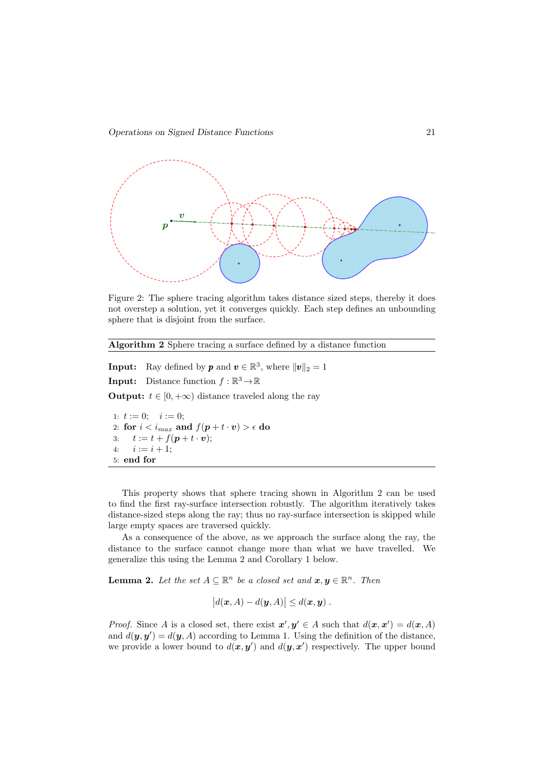Figure 2: The sphere tracing algorithm takes distance sized steps, thereby it does not overstep a solution, yet it converges quickly. Each step defines an unbounding sphere that is disjoint from the surface.

**Algorithm 2** Sphere tracing a surface defined by a distance function

**Input:** Ray defined by $\boldsymbol{p}$ and $\boldsymbol{v} \in \mathbb{R}^3$, where $\|\boldsymbol{v}\|_2 = 1$

**Input:** Distance function $f : \mathbb{R}^3 \to \mathbb{R}$

**Output:** $t \in [0, +\infty)$ distance traveled along the ray

```
1: t := 0;   i := 0;
2: for i < i_max and f(p + t · v) > ϵ do
3:     t := t + f(p + t · v);
4:     i := i + 1;
5: end for
```

This property shows that sphere tracing shown in Algorithm 2 can be used to find the first ray-surface intersection robustly. The algorithm iteratively takes distance-sized steps along the ray; thus no ray-surface intersection is skipped while large empty spaces are traversed quickly.

As a consequence of the above, as we approach the surface along the ray, the distance to the surface cannot change more than what we have travelled. We generalize this using the Lemma 2 and Corollary 1 below.

**Lemma 2.** *Let the set $A \subseteq \mathbb{R}^n$ be a closed set and $\boldsymbol{x}, \boldsymbol{y} \in \mathbb{R}^n$. Then*

$$\left| d(\boldsymbol{x}, A) - d(\boldsymbol{y}, A) \right| \leq d(\boldsymbol{x}, \boldsymbol{y}) \ .$$

*Proof.* Since $A$ is a closed set, there exist $\boldsymbol{x}', \boldsymbol{y}' \in A$ such that $d(\boldsymbol{x}, \boldsymbol{x}') = d(\boldsymbol{x}, A)$ and $d(\boldsymbol{y}, \boldsymbol{y}') = d(\boldsymbol{y}, A)$ according to Lemma 1. Using the definition of the distance, we provide a lower bound to $d(\boldsymbol{x}, \boldsymbol{y}')$ and $d(\boldsymbol{y}, \boldsymbol{x}')$ respectively. The upper bound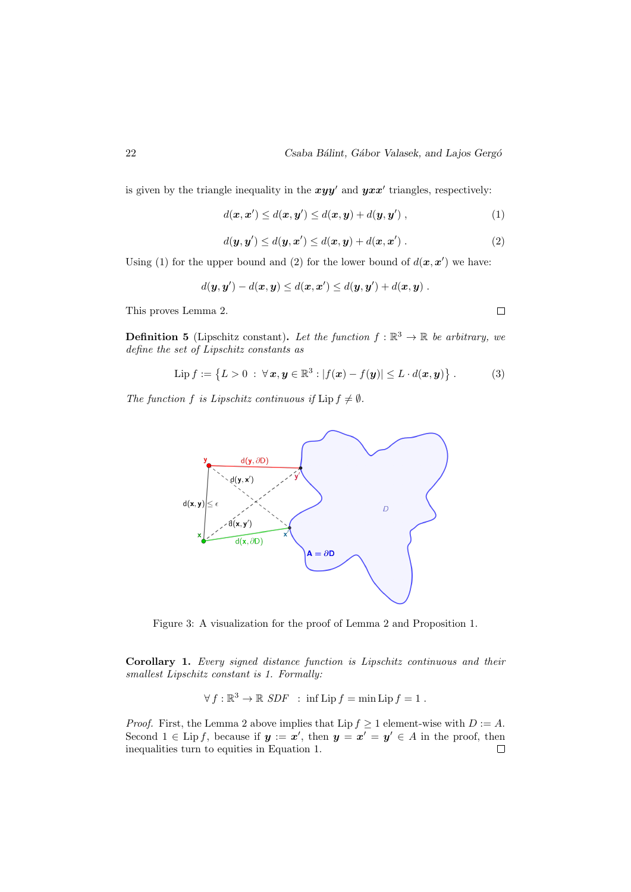is given by the triangle inequality in the $\boldsymbol{x}\boldsymbol{y}\boldsymbol{y}'$ and $\boldsymbol{y}\boldsymbol{x}\boldsymbol{x}'$ triangles, respectively:

$$d(\boldsymbol{x}, \boldsymbol{x}') \leq d(\boldsymbol{x}, \boldsymbol{y}') \leq d(\boldsymbol{x}, \boldsymbol{y}) + d(\boldsymbol{y}, \boldsymbol{y}') \ , \tag{1}$$

$$d(\boldsymbol{y}, \boldsymbol{y}') \leq d(\boldsymbol{y}, \boldsymbol{x}') \leq d(\boldsymbol{x}, \boldsymbol{y}) + d(\boldsymbol{x}, \boldsymbol{x}') \ . \tag{2}$$

Using (1) for the upper bound and (2) for the lower bound of $d(\boldsymbol{x}, \boldsymbol{x}')$ we have:

$$d(\boldsymbol{y}, \boldsymbol{y}') - d(\boldsymbol{x}, \boldsymbol{y}) \leq d(\boldsymbol{x}, \boldsymbol{x}') \leq d(\boldsymbol{y}, \boldsymbol{y}') + d(\boldsymbol{x}, \boldsymbol{y}) \ .$$

This proves Lemma 2. □

**Definition 5** (Lipschitz constant)**.** *Let the function $f : \mathbb{R}^3 \to \mathbb{R}$ be arbitrary, we define the set of Lipschitz constants as*

$$\operatorname{Lip} f := \left\{ L > 0 \ : \ \forall \boldsymbol{x}, \boldsymbol{y} \in \mathbb{R}^3 : |f(\boldsymbol{x}) - f(\boldsymbol{y})| \leq L \cdot d(\boldsymbol{x}, \boldsymbol{y}) \right\} \ . \tag{3}$$

*The function $f$ is Lipschitz continuous if $\operatorname{Lip} f \neq \emptyset$.*

Figure 3: A visualization for the proof of Lemma 2 and Proposition 1.

**Corollary 1.** *Every signed distance function is Lipschitz continuous and their smallest Lipschitz constant is 1. Formally:*

$$\forall f : \mathbb{R}^3 \to \mathbb{R} \ \mathit{SDF} \ \ : \ \inf \operatorname{Lip} f = \min \operatorname{Lip} f = 1 \ .$$

*Proof.* First, the Lemma 2 above implies that $\operatorname{Lip} f \geq 1$ element-wise with $D := A$. Second $1 \in \operatorname{Lip} f$, because if $\boldsymbol{y} := \boldsymbol{x}'$, then $\boldsymbol{y} = \boldsymbol{x}' = \boldsymbol{y}' \in A$ in the proof, then inequalities turn to equities in Equation 1. □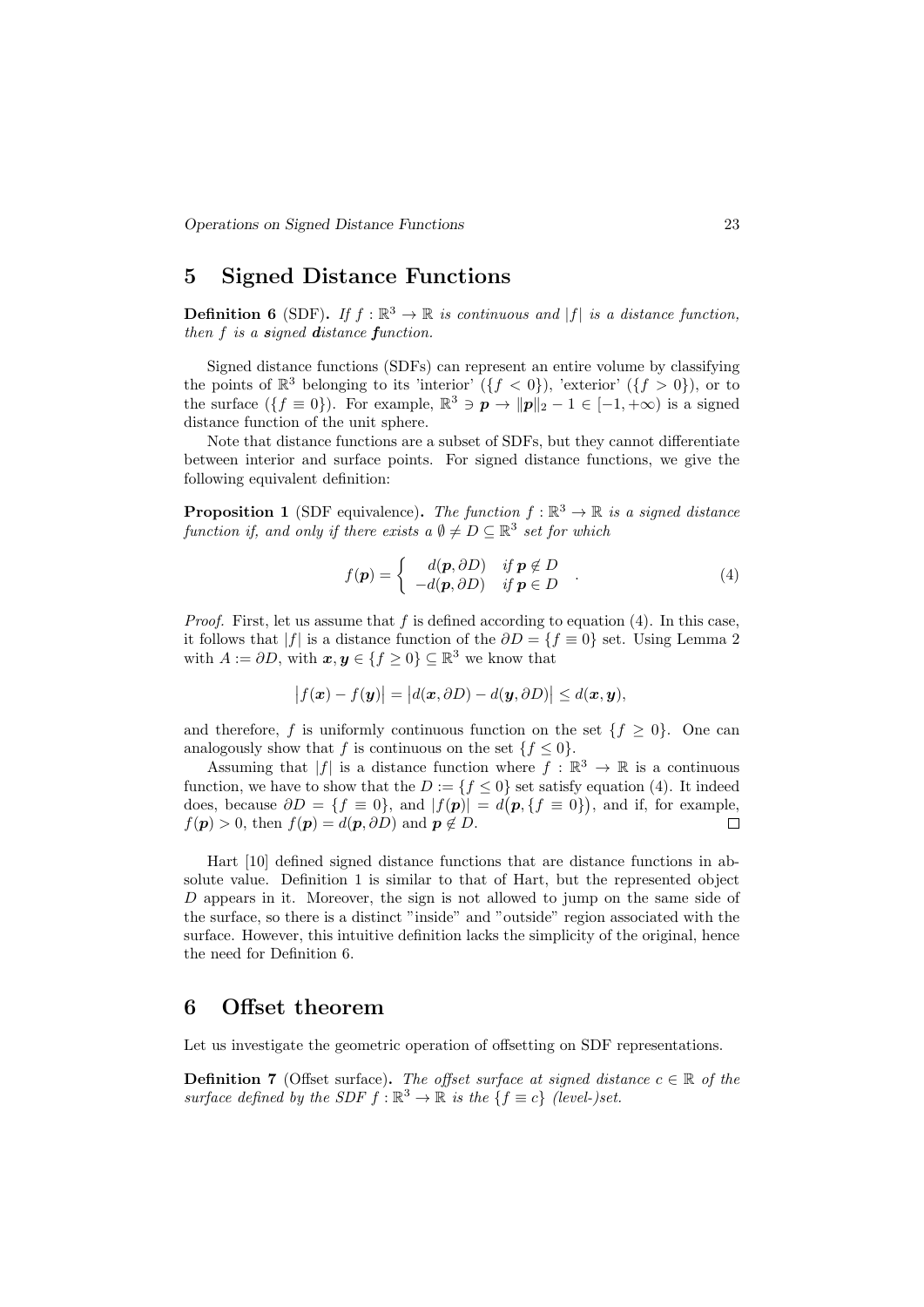## 5 Signed Distance Functions

**Definition 6** (SDF)**.** *If $f : \mathbb{R}^3 \to \mathbb{R}$ is continuous and $|f|$ is a distance function, then $f$ is a **s**igned **d**istance **f**unction.*

Signed distance functions (SDFs) can represent an entire volume by classifying the points of $\mathbb{R}^3$ belonging to its 'interior' ($\{f < 0\}$), 'exterior' ($\{f > 0\}$), or to the surface ($\{f \equiv 0\}$). For example, $\mathbb{R}^3 \ni \boldsymbol{p} \to \|\boldsymbol{p}\|_2 - 1 \in [-1, +\infty)$ is a signed distance function of the unit sphere.

Note that distance functions are a subset of SDFs, but they cannot differentiate between interior and surface points. For signed distance functions, we give the following equivalent definition:

**Proposition 1** (SDF equivalence)**.** *The function $f : \mathbb{R}^3 \to \mathbb{R}$ is a signed distance function if, and only if there exists a $\emptyset \neq D \subseteq \mathbb{R}^3$ set for which*

$$f(\boldsymbol{p}) = \begin{cases} d(\boldsymbol{p}, \partial D) & \text{if } \boldsymbol{p} \notin D \\ -d(\boldsymbol{p}, \partial D) & \text{if } \boldsymbol{p} \in D \end{cases} . \tag{4}$$

*Proof.* First, let us assume that $f$ is defined according to equation (4). In this case, it follows that $|f|$ is a distance function of the $\partial D = \{f \equiv 0\}$ set. Using Lemma 2 with $A := \partial D$, with $\boldsymbol{x}, \boldsymbol{y} \in \{f \geq 0\} \subseteq \mathbb{R}^3$ we know that

$$\big|f(\boldsymbol{x}) - f(\boldsymbol{y})\big| = \big|d(\boldsymbol{x}, \partial D) - d(\boldsymbol{y}, \partial D)\big| \leq d(\boldsymbol{x}, \boldsymbol{y}),$$

and therefore, $f$ is uniformly continuous function on the set $\{f \geq 0\}$. One can analogously show that $f$ is continuous on the set $\{f \leq 0\}$.

Assuming that $|f|$ is a distance function where $f : \mathbb{R}^3 \to \mathbb{R}$ is a continuous function, we have to show that the $D := \{f \leq 0\}$ set satisfy equation (4). It indeed does, because $\partial D = \{f \equiv 0\}$, and $|f(\boldsymbol{p})| = d\big(\boldsymbol{p}, \{f \equiv 0\}\big)$, and if, for example, $f(\boldsymbol{p}) > 0$, then $f(\boldsymbol{p}) = d(\boldsymbol{p}, \partial D)$ and $\boldsymbol{p} \notin D$. $\square$

Hart [10] defined signed distance functions that are distance functions in absolute value. Definition 1 is similar to that of Hart, but the represented object $D$ appears in it. Moreover, the sign is not allowed to jump on the same side of the surface, so there is a distinct "inside" and "outside" region associated with the surface. However, this intuitive definition lacks the simplicity of the original, hence the need for Definition 6.

## 6 Offset theorem

Let us investigate the geometric operation of offsetting on SDF representations.

**Definition 7** (Offset surface)**.** *The offset surface at signed distance $c \in \mathbb{R}$ of the surface defined by the SDF $f : \mathbb{R}^3 \to \mathbb{R}$ is the $\{f \equiv c\}$ (level-)set.*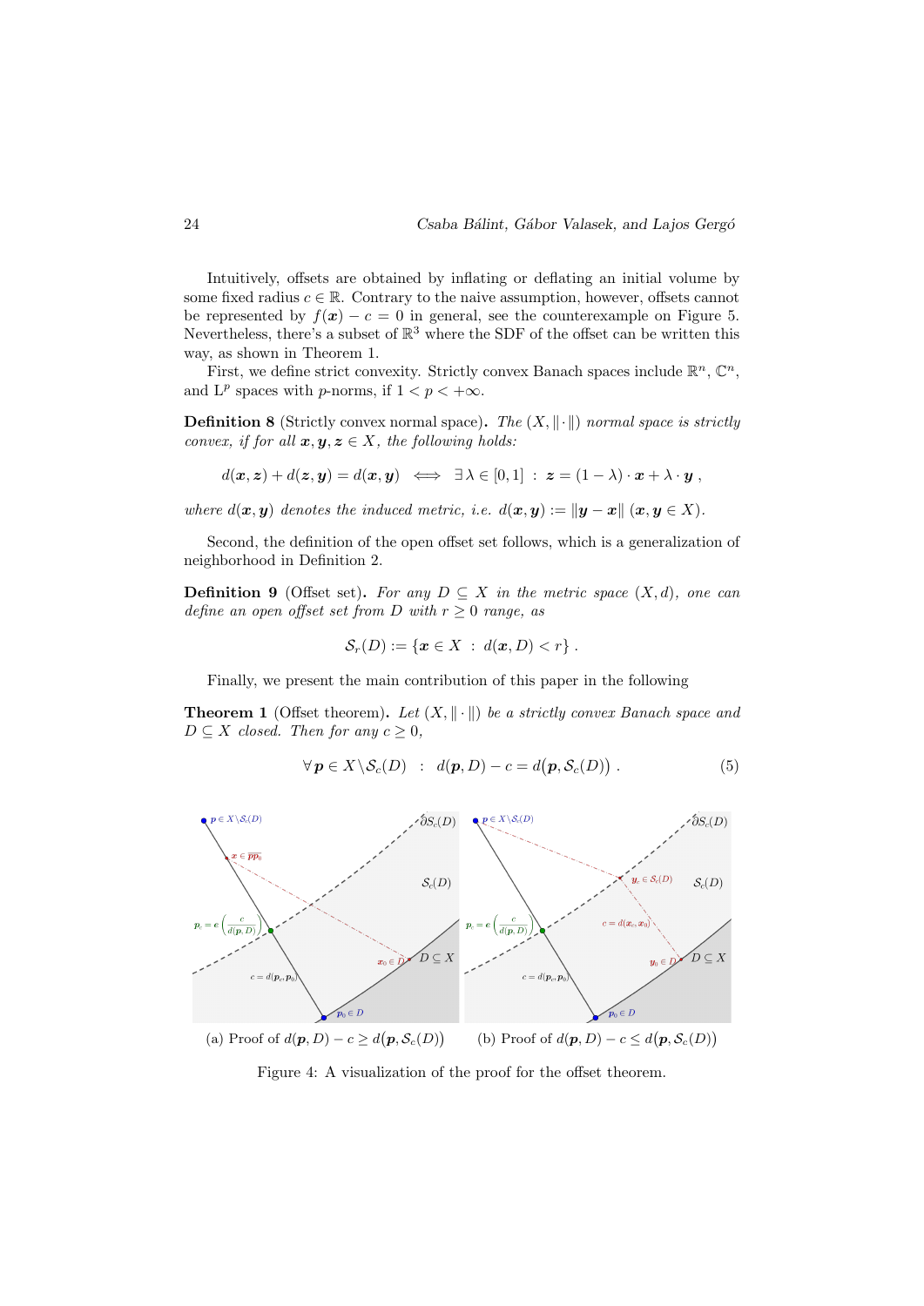Intuitively, offsets are obtained by inflating or deflating an initial volume by some fixed radius $c \in \mathbb{R}$. Contrary to the naive assumption, however, offsets cannot be represented by $f(\boldsymbol{x}) - c = 0$ in general, see the counterexample on Figure 5. Nevertheless, there's a subset of $\mathbb{R}^3$ where the SDF of the offset can be written this way, as shown in Theorem 1.

First, we define strict convexity. Strictly convex Banach spaces include $\mathbb{R}^n$, $\mathbb{C}^n$, and $\mathrm{L}^p$ spaces with $p$-norms, if $1 < p < +\infty$.

**Definition 8** (Strictly convex normal space)**.** *The $(X, \|\cdot\|)$ normal space is strictly convex, if for all $\boldsymbol{x}, \boldsymbol{y}, \boldsymbol{z} \in X$, the following holds:*

$$d(\boldsymbol{x}, \boldsymbol{z}) + d(\boldsymbol{z}, \boldsymbol{y}) = d(\boldsymbol{x}, \boldsymbol{y}) \iff \exists\, \lambda \in [0,1] \;:\; \boldsymbol{z} = (1-\lambda)\cdot \boldsymbol{x} + \lambda \cdot \boldsymbol{y}\;,$$

*where $d(\boldsymbol{x}, \boldsymbol{y})$ denotes the induced metric, i.e. $d(\boldsymbol{x}, \boldsymbol{y}) := \|\boldsymbol{y} - \boldsymbol{x}\|$ $(\boldsymbol{x}, \boldsymbol{y} \in X)$.*

Second, the definition of the open offset set follows, which is a generalization of neighborhood in Definition 2.

**Definition 9** (Offset set)**.** *For any $D \subseteq X$ in the metric space $(X, d)$, one can define an open offset set from $D$ with $r \geq 0$ range, as*

$$\mathcal{S}_r(D) := \{\boldsymbol{x} \in X \;:\; d(\boldsymbol{x}, D) < r\}\;.$$

Finally, we present the main contribution of this paper in the following

**Theorem 1** (Offset theorem)**.** *Let $(X, \|\cdot\|)$ be a strictly convex Banach space and $D \subseteq X$ closed. Then for any $c \geq 0$,*

$$\forall\, \boldsymbol{p} \in X \setminus \mathcal{S}_c(D) \;:\; d(\boldsymbol{p}, D) - c = d\big(\boldsymbol{p}, \mathcal{S}_c(D)\big)\;. \tag{5}$$

(a) Proof of $d(\boldsymbol{p}, D) - c \geq d\big(\boldsymbol{p}, \mathcal{S}_c(D)\big)$

(b) Proof of $d(\boldsymbol{p}, D) - c \leq d\big(\boldsymbol{p}, \mathcal{S}_c(D)\big)$

Figure 4: A visualization of the proof for the offset theorem.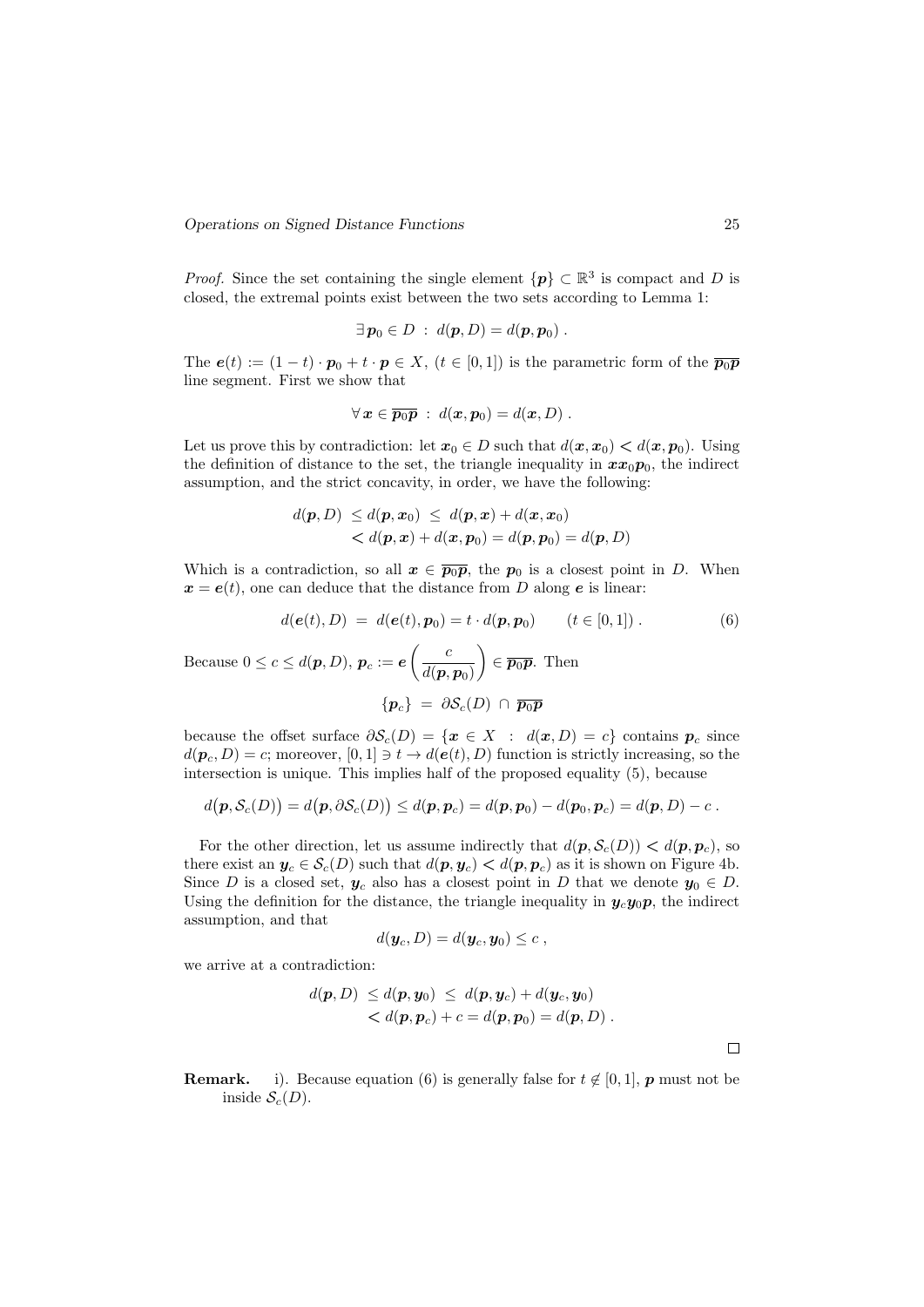*Proof.* Since the set containing the single element $\{\boldsymbol{p}\} \subset \mathbb{R}^3$ is compact and $D$ is closed, the extremal points exist between the two sets according to Lemma 1:

$$\exists\, \boldsymbol{p}_0 \in D \;:\; d(\boldsymbol{p}, D) = d(\boldsymbol{p}, \boldsymbol{p}_0)\,.$$

The $\boldsymbol{e}(t) := (1-t)\cdot \boldsymbol{p}_0 + t \cdot \boldsymbol{p} \in X$, $(t \in [0,1])$ is the parametric form of the $\overline{\boldsymbol{p}_0\boldsymbol{p}}$ line segment. First we show that

$$\forall\, \boldsymbol{x} \in \overline{\boldsymbol{p}_0\boldsymbol{p}} \;:\; d(\boldsymbol{x}, \boldsymbol{p}_0) = d(\boldsymbol{x}, D)\,.$$

Let us prove this by contradiction: let $\boldsymbol{x}_0 \in D$ such that $d(\boldsymbol{x}, \boldsymbol{x}_0) < d(\boldsymbol{x}, \boldsymbol{p}_0)$. Using the definition of distance to the set, the triangle inequality in $\boldsymbol{x}\boldsymbol{x}_0\boldsymbol{p}_0$, the indirect assumption, and the strict concavity, in order, we have the following:

$$\begin{aligned} d(\boldsymbol{p}, D) &\le d(\boldsymbol{p}, \boldsymbol{x}_0) \;\le\; d(\boldsymbol{p}, \boldsymbol{x}) + d(\boldsymbol{x}, \boldsymbol{x}_0) \\ &< d(\boldsymbol{p}, \boldsymbol{x}) + d(\boldsymbol{x}, \boldsymbol{p}_0) = d(\boldsymbol{p}, \boldsymbol{p}_0) = d(\boldsymbol{p}, D) \end{aligned}$$

Which is a contradiction, so all $\boldsymbol{x} \in \overline{\boldsymbol{p}_0\boldsymbol{p}}$, the $\boldsymbol{p}_0$ is a closest point in $D$. When $\boldsymbol{x} = \boldsymbol{e}(t)$, one can deduce that the distance from $D$ along $\boldsymbol{e}$ is linear:

$$d(\boldsymbol{e}(t), D) \;=\; d(\boldsymbol{e}(t), \boldsymbol{p}_0) = t \cdot d(\boldsymbol{p}, \boldsymbol{p}_0) \qquad (t \in [0,1])\,. \tag{6}$$

Because $0 \le c \le d(\boldsymbol{p}, D)$, $\boldsymbol{p}_c := \boldsymbol{e}\left(\dfrac{c}{d(\boldsymbol{p}, \boldsymbol{p}_0)}\right) \in \overline{\boldsymbol{p}_0\boldsymbol{p}}$. Then

$$\{\boldsymbol{p}_c\} \;=\; \partial\mathcal{S}_c(D) \;\cap\; \overline{\boldsymbol{p}_0\boldsymbol{p}}$$

because the offset surface $\partial\mathcal{S}_c(D) = \{\boldsymbol{x} \in X \;:\; d(\boldsymbol{x}, D) = c\}$ contains $\boldsymbol{p}_c$ since $d(\boldsymbol{p}_c, D) = c$; moreover, $[0,1] \ni t \to d(\boldsymbol{e}(t), D)$ function is strictly increasing, so the intersection is unique. This implies half of the proposed equality (5), because

$$d\big(\boldsymbol{p}, \mathcal{S}_c(D)\big) = d\big(\boldsymbol{p}, \partial\mathcal{S}_c(D)\big) \le d(\boldsymbol{p}, \boldsymbol{p}_c) = d(\boldsymbol{p}, \boldsymbol{p}_0) - d(\boldsymbol{p}_0, \boldsymbol{p}_c) = d(\boldsymbol{p}, D) - c\,.$$

For the other direction, let us assume indirectly that $d(\boldsymbol{p}, \mathcal{S}_c(D)) < d(\boldsymbol{p}, \boldsymbol{p}_c)$, so there exist an $\boldsymbol{y}_c \in \mathcal{S}_c(D)$ such that $d(\boldsymbol{p}, \boldsymbol{y}_c) < d(\boldsymbol{p}, \boldsymbol{p}_c)$ as it is shown on Figure 4b. Since $D$ is a closed set, $\boldsymbol{y}_c$ also has a closest point in $D$ that we denote $\boldsymbol{y}_0 \in D$. Using the definition for the distance, the triangle inequality in $\boldsymbol{y}_c\boldsymbol{y}_0\boldsymbol{p}$, the indirect assumption, and that

$$d(\boldsymbol{y}_c, D) = d(\boldsymbol{y}_c, \boldsymbol{y}_0) \le c\,,$$

we arrive at a contradiction:

$$\begin{aligned} d(\boldsymbol{p}, D) &\le d(\boldsymbol{p}, \boldsymbol{y}_0) \;\le\; d(\boldsymbol{p}, \boldsymbol{y}_c) + d(\boldsymbol{y}_c, \boldsymbol{y}_0) \\ &< d(\boldsymbol{p}, \boldsymbol{p}_c) + c = d(\boldsymbol{p}, \boldsymbol{p}_0) = d(\boldsymbol{p}, D)\,. \end{aligned}$$

□

**Remark.** i). Because equation (6) is generally false for $t \notin [0,1]$, $\boldsymbol{p}$ must not be inside $\mathcal{S}_c(D)$.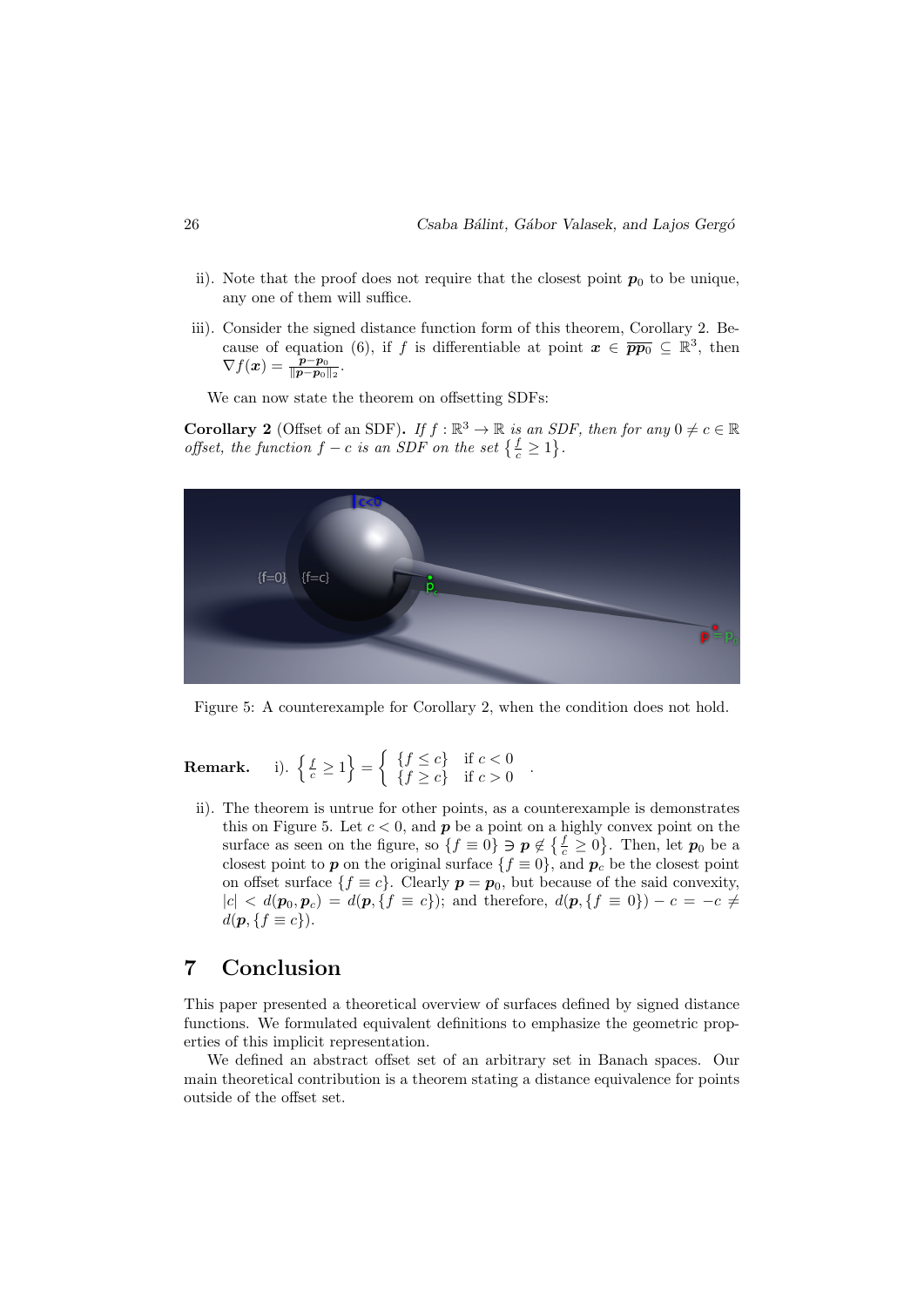ii). Note that the proof does not require that the closest point $\boldsymbol{p}_0$ to be unique, any one of them will suffice.

iii). Consider the signed distance function form of this theorem, Corollary 2. Because of equation (6), if $f$ is differentiable at point $\boldsymbol{x} \in \overline{\boldsymbol{p}\boldsymbol{p}_0} \subseteq \mathbb{R}^3$, then $\nabla f(\boldsymbol{x}) = \frac{\boldsymbol{p}-\boldsymbol{p}_0}{\|\boldsymbol{p}-\boldsymbol{p}_0\|_2}$.

We can now state the theorem on offsetting SDFs:

**Corollary 2** (Offset of an SDF)**.** *If $f : \mathbb{R}^3 \to \mathbb{R}$ is an SDF, then for any $0 \neq c \in \mathbb{R}$ offset, the function $f - c$ is an SDF on the set $\left\{\frac{f}{c} \geq 1\right\}$.*

Figure 5: A counterexample for Corollary 2, when the condition does not hold.

**Remark.** i). $\left\{\frac{f}{c} \geq 1\right\} = \begin{cases} \{f \leq c\} & \text{if } c < 0 \\ \{f \geq c\} & \text{if } c > 0 \end{cases}$.

ii). The theorem is untrue for other points, as a counterexample is demonstrates this on Figure 5. Let $c < 0$, and $\boldsymbol{p}$ be a point on a highly convex point on the surface as seen on the figure, so $\{f \equiv 0\} \ni \boldsymbol{p} \notin \left\{\frac{f}{c} \geq 0\right\}$. Then, let $\boldsymbol{p}_0$ be a closest point to $\boldsymbol{p}$ on the original surface $\{f \equiv 0\}$, and $\boldsymbol{p}_c$ be the closest point on offset surface $\{f \equiv c\}$. Clearly $\boldsymbol{p} = \boldsymbol{p}_0$, but because of the said convexity, $|c| < d(\boldsymbol{p}_0, \boldsymbol{p}_c) = d(\boldsymbol{p}, \{f \equiv c\})$; and therefore, $d(\boldsymbol{p}, \{f \equiv 0\}) - c = -c \neq d(\boldsymbol{p}, \{f \equiv c\})$.

# 7 Conclusion

This paper presented a theoretical overview of surfaces defined by signed distance functions. We formulated equivalent definitions to emphasize the geometric properties of this implicit representation.

We defined an abstract offset set of an arbitrary set in Banach spaces. Our main theoretical contribution is a theorem stating a distance equivalence for points outside of the offset set.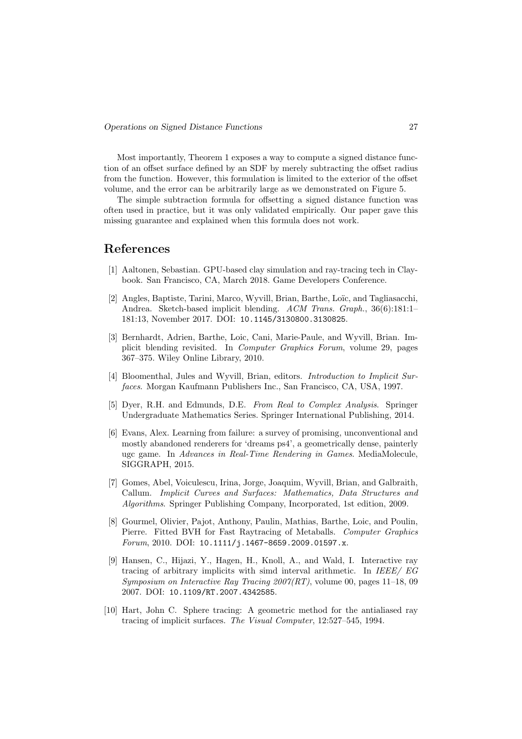Most importantly, Theorem 1 exposes a way to compute a signed distance function of an offset surface defined by an SDF by merely subtracting the offset radius from the function. However, this formulation is limited to the exterior of the offset volume, and the error can be arbitrarily large as we demonstrated on Figure 5.

The simple subtraction formula for offsetting a signed distance function was often used in practice, but it was only validated empirically. Our paper gave this missing guarantee and explained when this formula does not work.

## References

[1] Aaltonen, Sebastian. GPU-based clay simulation and ray-tracing tech in Claybook. San Francisco, CA, March 2018. Game Developers Conference.

[2] Angles, Baptiste, Tarini, Marco, Wyvill, Brian, Barthe, Loïc, and Tagliasacchi, Andrea. Sketch-based implicit blending. *ACM Trans. Graph.*, 36(6):181:1–181:13, November 2017. DOI: `10.1145/3130800.3130825`.

[3] Bernhardt, Adrien, Barthe, Loic, Cani, Marie-Paule, and Wyvill, Brian. Implicit blending revisited. In *Computer Graphics Forum*, volume 29, pages 367–375. Wiley Online Library, 2010.

[4] Bloomenthal, Jules and Wyvill, Brian, editors. *Introduction to Implicit Surfaces*. Morgan Kaufmann Publishers Inc., San Francisco, CA, USA, 1997.

[5] Dyer, R.H. and Edmunds, D.E. *From Real to Complex Analysis*. Springer Undergraduate Mathematics Series. Springer International Publishing, 2014.

[6] Evans, Alex. Learning from failure: a survey of promising, unconventional and mostly abandoned renderers for 'dreams ps4', a geometrically dense, painterly ugc game. In *Advances in Real-Time Rendering in Games*. MediaMolecule, SIGGRAPH, 2015.

[7] Gomes, Abel, Voiculescu, Irina, Jorge, Joaquim, Wyvill, Brian, and Galbraith, Callum. *Implicit Curves and Surfaces: Mathematics, Data Structures and Algorithms*. Springer Publishing Company, Incorporated, 1st edition, 2009.

[8] Gourmel, Olivier, Pajot, Anthony, Paulin, Mathias, Barthe, Loic, and Poulin, Pierre. Fitted BVH for Fast Raytracing of Metaballs. *Computer Graphics Forum*, 2010. DOI: `10.1111/j.1467-8659.2009.01597.x`.

[9] Hansen, C., Hijazi, Y., Hagen, H., Knoll, A., and Wald, I. Interactive ray tracing of arbitrary implicits with simd interval arithmetic. In *IEEE/ EG Symposium on Interactive Ray Tracing 2007(RT)*, volume 00, pages 11–18, 09 2007. DOI: `10.1109/RT.2007.4342585`.

[10] Hart, John C. Sphere tracing: A geometric method for the antialiased ray tracing of implicit surfaces. *The Visual Computer*, 12:527–545, 1994.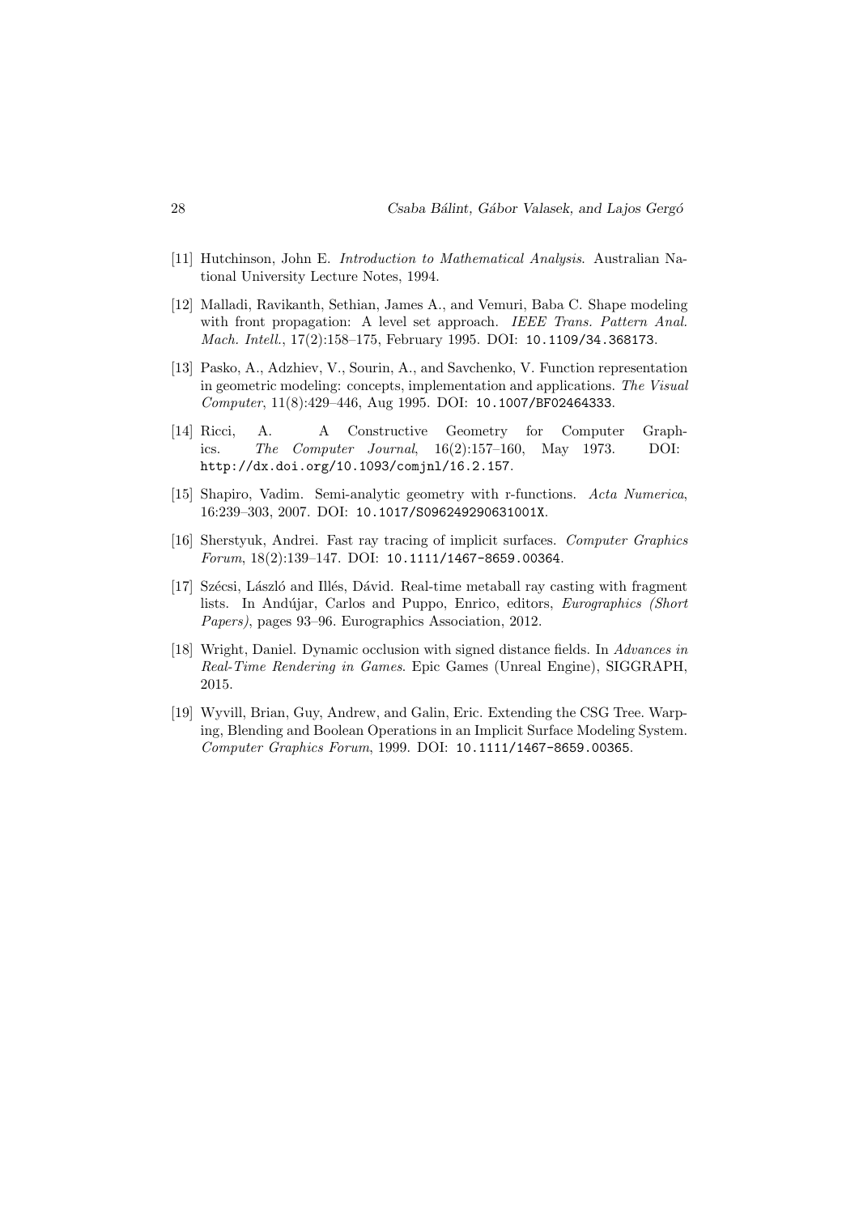[11] Hutchinson, John E. *Introduction to Mathematical Analysis*. Australian National University Lecture Notes, 1994.

[12] Malladi, Ravikanth, Sethian, James A., and Vemuri, Baba C. Shape modeling with front propagation: A level set approach. *IEEE Trans. Pattern Anal. Mach. Intell.*, 17(2):158–175, February 1995. DOI: `10.1109/34.368173`.

[13] Pasko, A., Adzhiev, V., Sourin, A., and Savchenko, V. Function representation in geometric modeling: concepts, implementation and applications. *The Visual Computer*, 11(8):429–446, Aug 1995. DOI: `10.1007/BF02464333`.

[14] Ricci, A. A Constructive Geometry for Computer Graphics. *The Computer Journal*, 16(2):157–160, May 1973. DOI: `http://dx.doi.org/10.1093/comjnl/16.2.157`.

[15] Shapiro, Vadim. Semi-analytic geometry with r-functions. *Acta Numerica*, 16:239–303, 2007. DOI: `10.1017/S096249290631001X`.

[16] Sherstyuk, Andrei. Fast ray tracing of implicit surfaces. *Computer Graphics Forum*, 18(2):139–147. DOI: `10.1111/1467-8659.00364`.

[17] Szécsi, László and Illés, Dávid. Real-time metaball ray casting with fragment lists. In Andújar, Carlos and Puppo, Enrico, editors, *Eurographics (Short Papers)*, pages 93–96. Eurographics Association, 2012.

[18] Wright, Daniel. Dynamic occlusion with signed distance fields. In *Advances in Real-Time Rendering in Games*. Epic Games (Unreal Engine), SIGGRAPH, 2015.

[19] Wyvill, Brian, Guy, Andrew, and Galin, Eric. Extending the CSG Tree. Warping, Blending and Boolean Operations in an Implicit Surface Modeling System. *Computer Graphics Forum*, 1999. DOI: `10.1111/1467-8659.00365`.